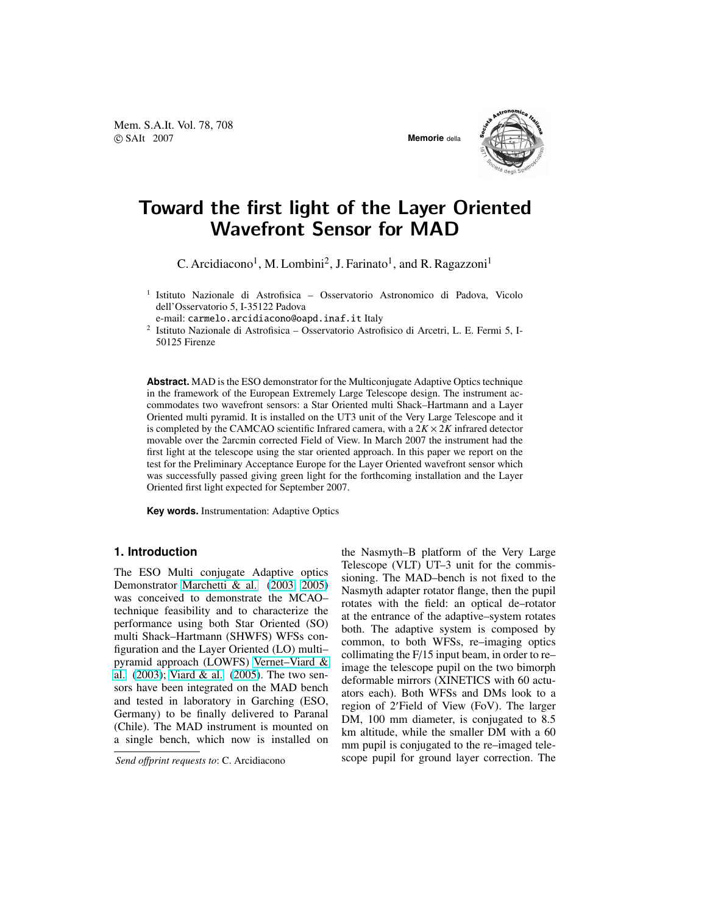# Toward the first light of the Layer Oriented Wavefront Sensor for MAD

C. Arcidiacono[1], M. Lombini[2], J. Farinato[1], and R. Ragazzoni[1]

[1] Istituto Nazionale di Astrofisica – Osservatorio Astronomico di Padova, Vicolo dell'Osservatorio 5, I-35122 Padova
e-mail: carmelo.arcidiacono@oapd.inaf.it Italy

[2] Istituto Nazionale di Astrofisica – Osservatorio Astrofisico di Arcetri, L. E. Fermi 5, I-50125 Firenze

**Abstract.** MAD is the ESO demonstrator for the Multiconjugate Adaptive Optics technique in the framework of the European Extremely Large Telescope design. The instrument accommodates two wavefront sensors: a Star Oriented multi Shack–Hartmann and a Layer Oriented multi pyramid. It is installed on the UT3 unit of the Very Large Telescope and it is completed by the CAMCAO scientific Infrared camera, with a $2K \times 2K$ infrared detector movable over the 2arcmin corrected Field of View. In March 2007 the instrument had the first light at the telescope using the star oriented approach. In this paper we report on the test for the Preliminary Acceptance Europe for the Layer Oriented wavefront sensor which was successfully passed giving green light for the forthcoming installation and the Layer Oriented first light expected for September 2007.

**Key words.** Instrumentation: Adaptive Optics

## 1. Introduction

The ESO Multi conjugate Adaptive optics Demonstrator Marchetti & al. (2003, 2005) was conceived to demonstrate the MCAO–technique feasibility and to characterize the performance using both Star Oriented (SO) multi Shack–Hartmann (SHWFS) WFSs configuration and the Layer Oriented (LO) multi–pyramid approach (LOWFS) Vernet–Viard & al. (2003); Viard & al. (2005). The two sensors have been integrated on the MAD bench and tested in laboratory in Garching (ESO, Germany) to be finally delivered to Paranal (Chile). The MAD instrument is mounted on a single bench, which now is installed on the Nasmyth–B platform of the Very Large Telescope (VLT) UT–3 unit for the commissioning. The MAD–bench is not fixed to the Nasmyth adapter rotator flange, then the pupil rotates with the field: an optical de–rotator at the entrance of the adaptive–system rotates both. The adaptive system is composed by common, to both WFSs, re–imaging optics collimating the F/15 input beam, in order to re–image the telescope pupil on the two bimorph deformable mirrors (XINETICS with 60 actuators each). Both WFSs and DMs look to a region of 2′Field of View (FoV). The larger DM, 100 mm diameter, is conjugated to 8.5 km altitude, while the smaller DM with a 60 mm pupil is conjugated to the re–imaged telescope pupil for ground layer correction. The

*Send offprint requests to*: C. Arcidiacono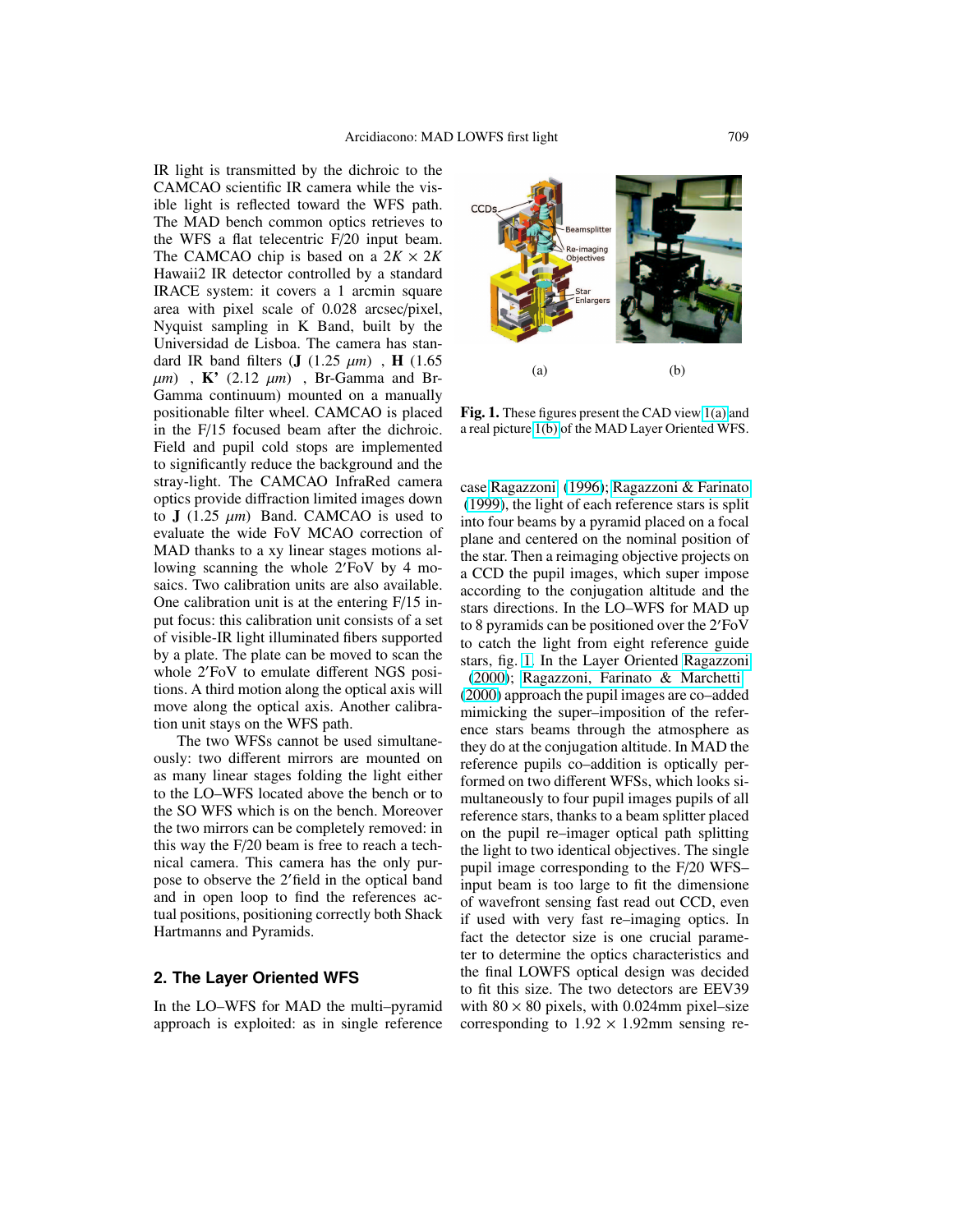IR light is transmitted by the dichroic to the CAMCAO scientific IR camera while the visible light is reflected toward the WFS path. The MAD bench common optics retrieves to the WFS a flat telecentric F/20 input beam. The CAMCAO chip is based on a $2K \times 2K$ Hawaii2 IR detector controlled by a standard IRACE system: it covers a 1 arcmin square area with pixel scale of 0.028 arcsec/pixel, Nyquist sampling in K Band, built by the Universidad de Lisboa. The camera has standard IR band filters (**J** (1.25 $\mu m$) , **H** (1.65 $\mu m$) , **K'** (2.12 $\mu m$) , Br-Gamma and Br-Gamma continuum) mounted on a manually positionable filter wheel. CAMCAO is placed in the F/15 focused beam after the dichroic. Field and pupil cold stops are implemented to significantly reduce the background and the stray-light. The CAMCAO InfraRed camera optics provide diffraction limited images down to **J** (1.25 $\mu m$) Band. CAMCAO is used to evaluate the wide FoV MCAO correction of MAD thanks to a xy linear stages motions allowing scanning the whole 2′FoV by 4 mosaics. Two calibration units are also available. One calibration unit is at the entering F/15 input focus: this calibration unit consists of a set of visible-IR light illuminated fibers supported by a plate. The plate can be moved to scan the whole 2′FoV to emulate different NGS positions. A third motion along the optical axis will move along the optical axis. Another calibration unit stays on the WFS path.

The two WFSs cannot be used simultaneously: two different mirrors are mounted on as many linear stages folding the light either to the LO–WFS located above the bench or to the SO WFS which is on the bench. Moreover the two mirrors can be completely removed: in this way the F/20 beam is free to reach a technical camera. This camera has the only purpose to observe the 2′field in the optical band and in open loop to find the references actual positions, positioning correctly both Shack Hartmanns and Pyramids.

## 2. The Layer Oriented WFS

In the LO–WFS for MAD the multi–pyramid approach is exploited: as in single reference case Ragazzoni (1996); Ragazzoni & Farinato (1999), the light of each reference stars is split into four beams by a pyramid placed on a focal plane and centered on the nominal position of the star. Then a reimaging objective projects on a CCD the pupil images, which super impose according to the conjugation altitude and the stars directions. In the LO–WFS for MAD up to 8 pyramids can be positioned over the 2′FoV to catch the light from eight reference guide stars, fig. 1. In the Layer Oriented Ragazzoni (2000); Ragazzoni, Farinato & Marchetti (2000) approach the pupil images are co–added mimicking the super–imposition of the reference stars beams through the atmosphere as they do at the conjugation altitude. In MAD the reference pupils co–addition is optically performed on two different WFSs, which looks simultaneously to four pupil images pupils of all reference stars, thanks to a beam splitter placed on the pupil re–imager optical path splitting the light to two identical objectives. The single pupil image corresponding to the F/20 WFS–input beam is too large to fit the dimensione of wavefront sensing fast read out CCD, even if used with very fast re–imaging optics. In fact the detector size is one crucial parameter to determine the optics characteristics and the final LOWFS optical design was decided to fit this size. The two detectors are EEV39 with $80 \times 80$ pixels, with 0.024mm pixel–size corresponding to $1.92 \times 1.92$mm sensing re-

**Fig. 1.** These figures present the CAD view 1(a) and a real picture 1(b) of the MAD Layer Oriented WFS.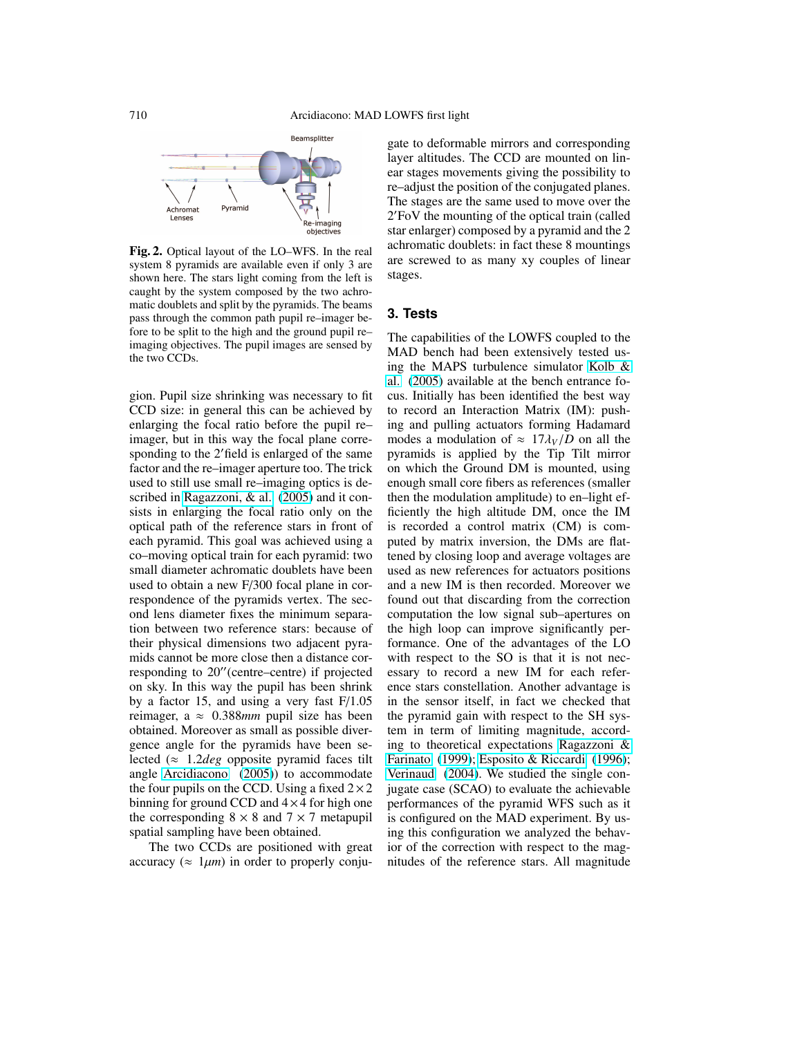Achromat Lenses Pyramid Beamsplitter Re-imaging objectives

**Fig. 2.** Optical layout of the LO–WFS. In the real system 8 pyramids are available even if only 3 are shown here. The stars light coming from the left is caught by the system composed by the two achromatic doublets and split by the pyramids. The beams pass through the common path pupil re–imager before to be split to the high and the ground pupil re–imaging objectives. The pupil images are sensed by the two CCDs.

gion. Pupil size shrinking was necessary to fit CCD size: in general this can be achieved by enlarging the focal ratio before the pupil re–imager, but in this way the focal plane corresponding to the 2′field is enlarged of the same factor and the re–imager aperture too. The trick used to still use small re–imaging optics is described in Ragazzoni, & al. (2005) and it consists in enlarging the focal ratio only on the optical path of the reference stars in front of each pyramid. This goal was achieved using a co–moving optical train for each pyramid: two small diameter achromatic doublets have been used to obtain a new F/300 focal plane in correspondence of the pyramids vertex. The second lens diameter fixes the minimum separation between two reference stars: because of their physical dimensions two adjacent pyramids cannot be more close then a distance corresponding to 20″(centre–centre) if projected on sky. In this way the pupil has been shrink by a factor 15, and using a very fast F/1.05 reimager, a $\approx$ 0.388$mm$ pupil size has been obtained. Moreover as small as possible divergence angle for the pyramids have been selected ($\approx$ 1.2$deg$ opposite pyramid faces tilt angle Arcidiacono (2005)) to accommodate the four pupils on the CCD. Using a fixed $2 \times 2$ binning for ground CCD and $4 \times 4$ for high one the corresponding $8 \times 8$ and $7 \times 7$ metapupil spatial sampling have been obtained.

The two CCDs are positioned with great accuracy ($\approx$ 1$\mu m$) in order to properly conjugate to deformable mirrors and corresponding layer altitudes. The CCD are mounted on linear stages movements giving the possibility to re–adjust the position of the conjugated planes. The stages are the same used to move over the 2′FoV the mounting of the optical train (called star enlarger) composed by a pyramid and the 2 achromatic doublets: in fact these 8 mountings are screwed to as many xy couples of linear stages.

## 3. Tests

The capabilities of the LOWFS coupled to the MAD bench had been extensively tested using the MAPS turbulence simulator Kolb & al. (2005) available at the bench entrance focus. Initially has been identified the best way to record an Interaction Matrix (IM): pushing and pulling actuators forming Hadamard modes a modulation of $\approx 17\lambda_V/D$ on all the pyramids is applied by the Tip Tilt mirror on which the Ground DM is mounted, using enough small core fibers as references (smaller then the modulation amplitude) to en–light efficiently the high altitude DM, once the IM is recorded a control matrix (CM) is computed by matrix inversion, the DMs are flattened by closing loop and average voltages are used as new references for actuators positions and a new IM is then recorded. Moreover we found out that discarding from the correction computation the low signal sub–apertures on the high loop can improve significantly performance. One of the advantages of the LO with respect to the SO is that it is not necessary to record a new IM for each reference stars constellation. Another advantage is in the sensor itself, in fact we checked that the pyramid gain with respect to the SH system in term of limiting magnitude, according to theoretical expectations Ragazzoni & Farinato (1999); Esposito & Riccardi (1996); Verinaud (2004). We studied the single conjugate case (SCAO) to evaluate the achievable performances of the pyramid WFS such as it is configured on the MAD experiment. By using this configuration we analyzed the behavior of the correction with respect to the magnitudes of the reference stars. All magnitude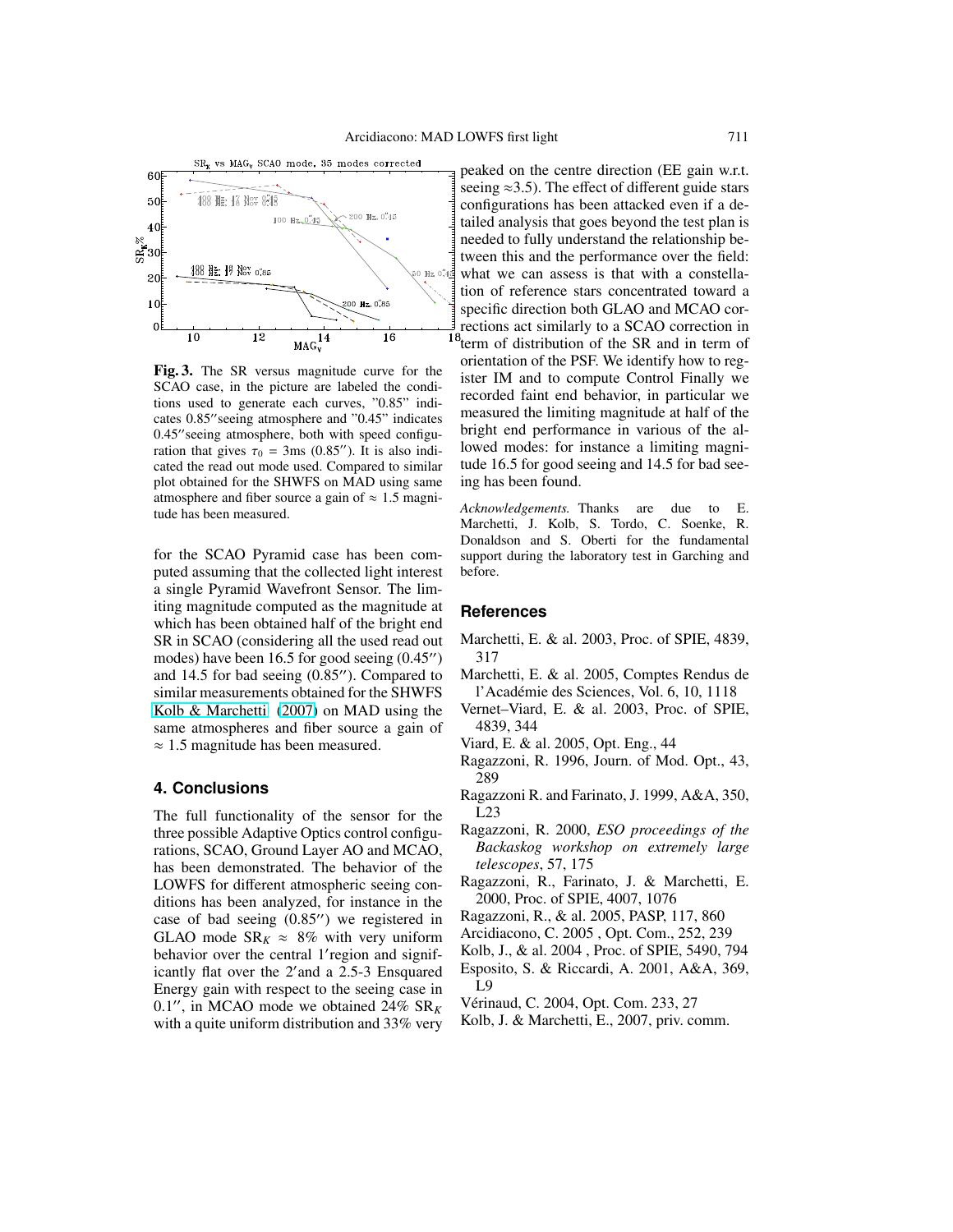$SR_K$ vs $MAG_V$ SCAO mode, 35 modes corrected

60
50
40
30
20
10
0

10
12
14
16
18

$MAG_V$

$SR_K$ %

400 Hz: 17 Nov 0.45
100 Hz. 0.45
200 Hz. 0.45
50 Hz 0.45
400 Hz: 17 Nov 0.85
200 Hz. 0.85

**Fig. 3.** The SR versus magnitude curve for the SCAO case, in the picture are labeled the conditions used to generate each curves, "0.85" indicates 0.85″seeing atmosphere and "0.45" indicates 0.45″seeing atmosphere, both with speed configuration that gives $\tau_0$ = 3ms (0.85″). It is also indicated the read out mode used. Compared to similar plot obtained for the SHWFS on MAD using same atmosphere and fiber source a gain of ≈ 1.5 magnitude has been measured.

for the SCAO Pyramid case has been computed assuming that the collected light interest a single Pyramid Wavefront Sensor. The limiting magnitude computed as the magnitude at which has been obtained half of the bright end SR in SCAO (considering all the used read out modes) have been 16.5 for good seeing (0.45″) and 14.5 for bad seeing (0.85″). Compared to similar measurements obtained for the SHWFS Kolb & Marchetti (2007) on MAD using the same atmospheres and fiber source a gain of ≈ 1.5 magnitude has been measured.

## 4. Conclusions

The full functionality of the sensor for the three possible Adaptive Optics control configurations, SCAO, Ground Layer AO and MCAO, has been demonstrated. The behavior of the LOWFS for different atmospheric seeing conditions has been analyzed, for instance in the case of bad seeing (0.85″) we registered in GLAO mode $SR_K$ ≈ 8% with very uniform behavior over the central 1′region and significantly flat over the 2′and a 2.5-3 Ensquared Energy gain with respect to the seeing case in 0.1″, in MCAO mode we obtained 24% $SR_K$ with a quite uniform distribution and 33% very peaked on the centre direction (EE gain w.r.t. seeing ≈3.5). The effect of different guide stars configurations has been attacked even if a detailed analysis that goes beyond the test plan is needed to fully understand the relationship between this and the performance over the field: what we can assess is that with a constellation of reference stars concentrated toward a specific direction both GLAO and MCAO corrections act similarly to a SCAO correction in term of distribution of the SR and in term of orientation of the PSF. We identify how to register IM and to compute Control Finally we recorded faint end behavior, in particular we measured the limiting magnitude at half of the bright end performance in various of the allowed modes: for instance a limiting magnitude 16.5 for good seeing and 14.5 for bad seeing has been found.

*Acknowledgements.* Thanks are due to E. Marchetti, J. Kolb, S. Tordo, C. Soenke, R. Donaldson and S. Oberti for the fundamental support during the laboratory test in Garching and before.

## References

Marchetti, E. & al. 2003, Proc. of SPIE, 4839, 317

Marchetti, E. & al. 2005, Comptes Rendus de l'Académie des Sciences, Vol. 6, 10, 1118

Vernet–Viard, E. & al. 2003, Proc. of SPIE, 4839, 344

Viard, E. & al. 2005, Opt. Eng., 44

Ragazzoni, R. 1996, Journ. of Mod. Opt., 43, 289

Ragazzoni R. and Farinato, J. 1999, A&A, 350, L23

Ragazzoni, R. 2000, *ESO proceedings of the Backaskog workshop on extremely large telescopes*, 57, 175

Ragazzoni, R., Farinato, J. & Marchetti, E. 2000, Proc. of SPIE, 4007, 1076

Ragazzoni, R., & al. 2005, PASP, 117, 860

Arcidiacono, C. 2005 , Opt. Com., 252, 239

Kolb, J., & al. 2004 , Proc. of SPIE, 5490, 794

Esposito, S. & Riccardi, A. 2001, A&A, 369, L9

Vérinaud, C. 2004, Opt. Com. 233, 27

Kolb, J. & Marchetti, E., 2007, priv. comm.